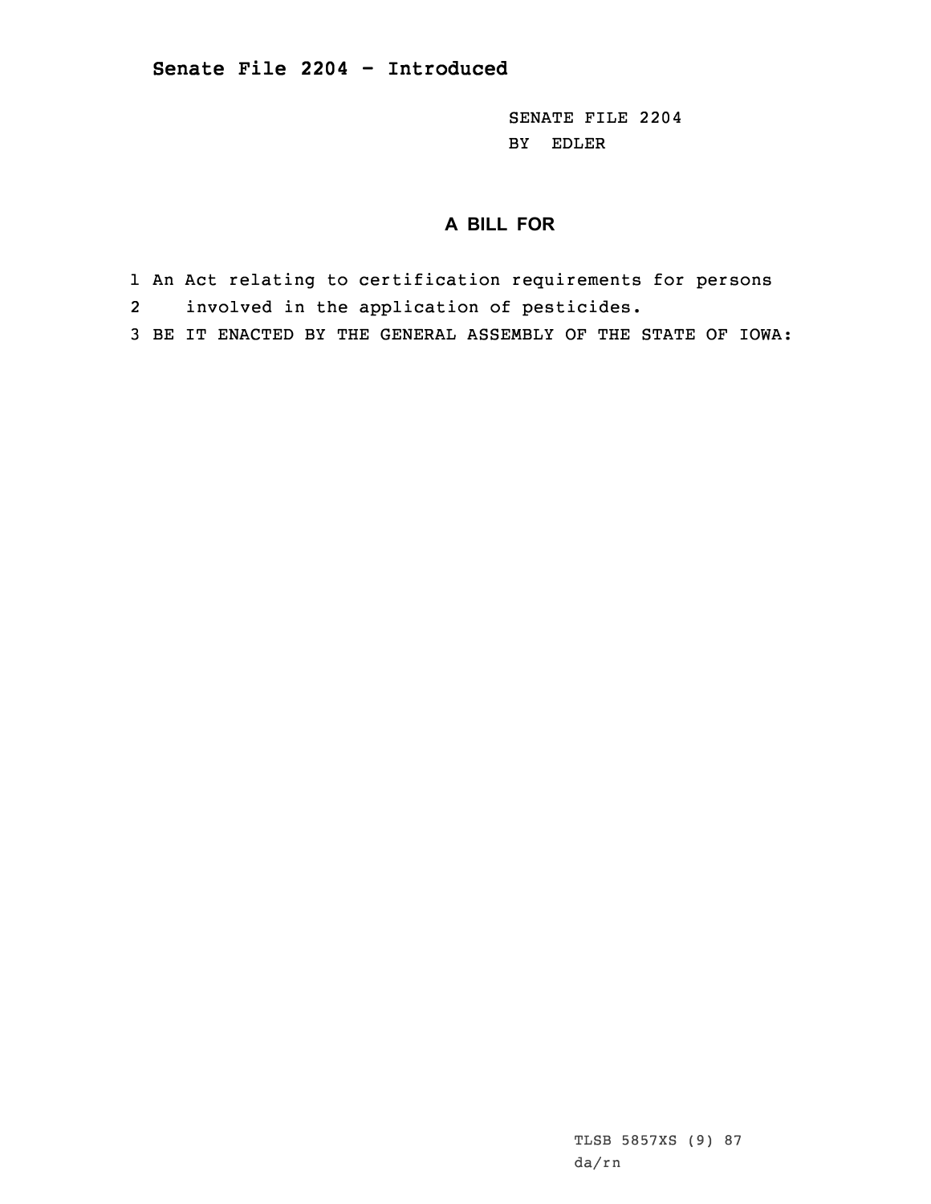## Senate File 2204 - Introduced

SENATE FILE 2204
BY EDLER

### A BILL FOR

1 An Act relating to certification requirements for persons
2 involved in the application of pesticides.
3 BE IT ENACTED BY THE GENERAL ASSEMBLY OF THE STATE OF IOWA:

TLSB 5857XS (9) 87
da/rn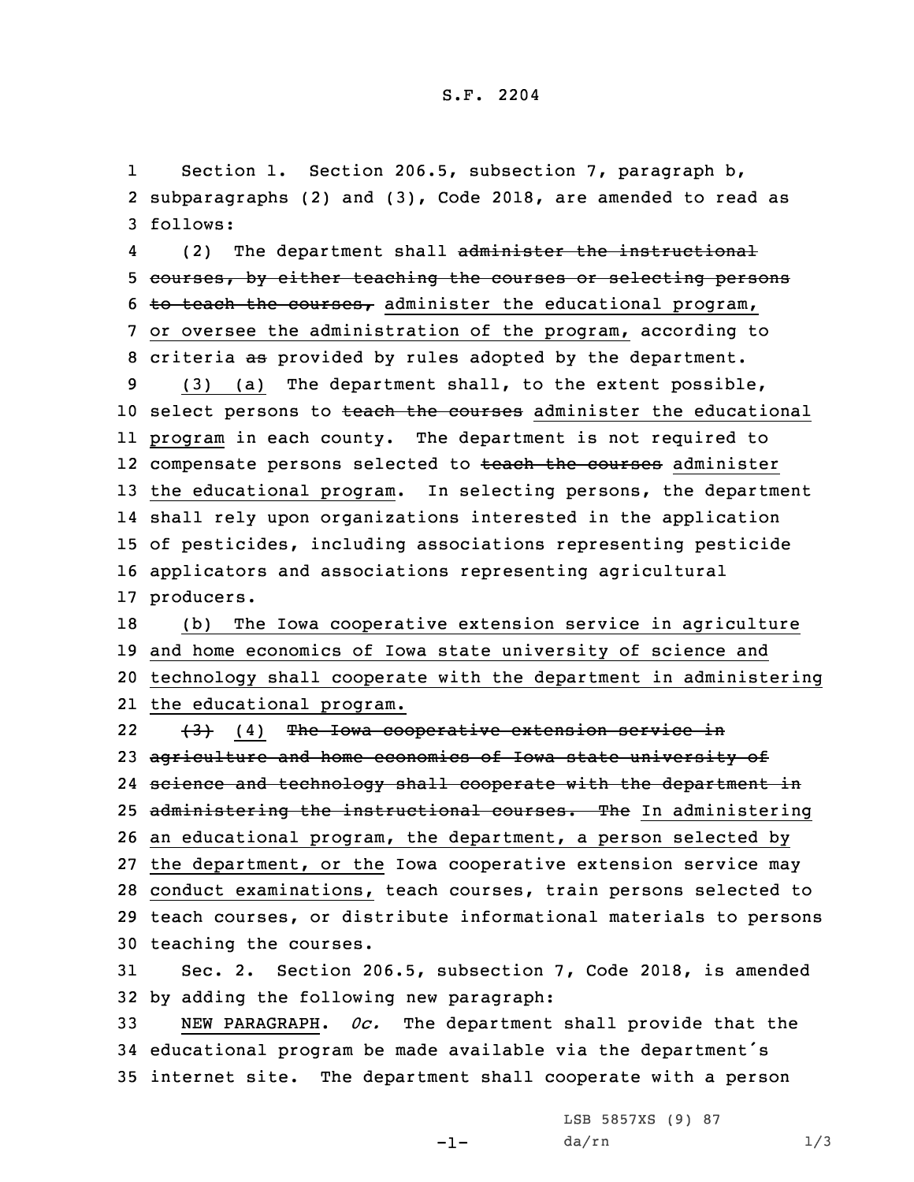S.F. 2204

1 Section 1. Section 206.5, subsection 7, paragraph b, 2 subparagraphs (2) and (3), Code 2018, are amended to read as 3 follows:

4 (2) The department shall ~~administer the instructional~~ 5 ~~courses, by either teaching the courses or selecting persons~~ 6 ~~to teach the courses,~~ administer the educational program, 7 or oversee the administration of the program, according to 8 criteria ~~as~~ provided by rules adopted by the department.

9 (3) (a) The department shall, to the extent possible, 10 select persons to ~~teach the courses~~ administer the educational 11 program in each county. The department is not required to 12 compensate persons selected to ~~teach the courses~~ administer 13 the educational program. In selecting persons, the department 14 shall rely upon organizations interested in the application 15 of pesticides, including associations representing pesticide 16 applicators and associations representing agricultural 17 producers.

18 (b) The Iowa cooperative extension service in agriculture 19 and home economics of Iowa state university of science and 20 technology shall cooperate with the department in administering 21 the educational program.

22 ~~(3)~~ (4) ~~The Iowa cooperative extension service in~~ 23 ~~agriculture and home economics of Iowa state university of~~ 24 ~~science and technology shall cooperate with the department in~~ 25 ~~administering the instructional courses. The~~ In administering 26 an educational program, the department, a person selected by 27 the department, or the Iowa cooperative extension service may 28 conduct examinations, teach courses, train persons selected to 29 teach courses, or distribute informational materials to persons 30 teaching the courses.

31 Sec. 2. Section 206.5, subsection 7, Code 2018, is amended 32 by adding the following new paragraph:

33 NEW PARAGRAPH. *0c.* The department shall provide that the 34 educational program be made available via the department's 35 internet site. The department shall cooperate with a person

LSB 5857XS (9) 87
da/rn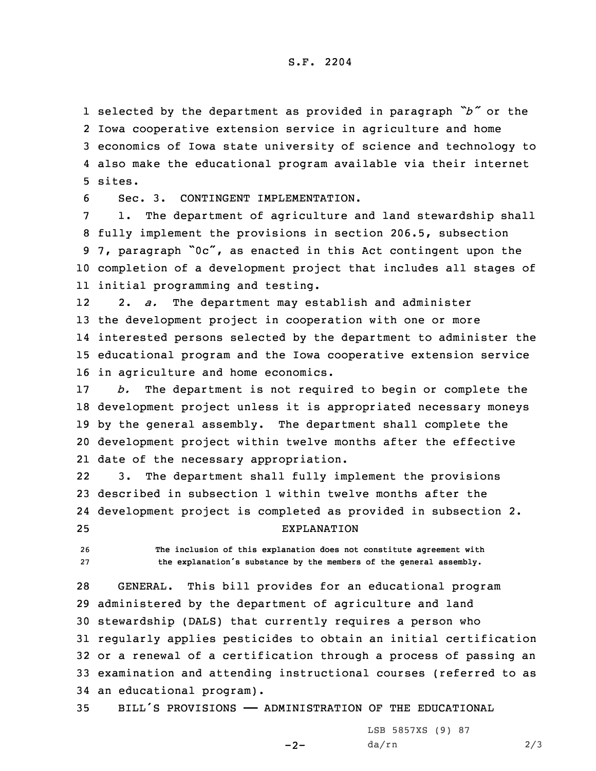selected by the department as provided in paragraph "*b*" or the Iowa cooperative extension service in agriculture and home economics of Iowa state university of science and technology to also make the educational program available via their internet sites.

Sec. 3. CONTINGENT IMPLEMENTATION.

1. The department of agriculture and land stewardship shall fully implement the provisions in section 206.5, subsection 7, paragraph "0c", as enacted in this Act contingent upon the completion of a development project that includes all stages of initial programming and testing.

2. *a.* The department may establish and administer the development project in cooperation with one or more interested persons selected by the department to administer the educational program and the Iowa cooperative extension service in agriculture and home economics.

*b.* The department is not required to begin or complete the development project unless it is appropriated necessary moneys by the general assembly. The department shall complete the development project within twelve months after the effective date of the necessary appropriation.

3. The department shall fully implement the provisions described in subsection 1 within twelve months after the development project is completed as provided in subsection 2.

EXPLANATION

The inclusion of this explanation does not constitute agreement with the explanation's substance by the members of the general assembly.

GENERAL. This bill provides for an educational program administered by the department of agriculture and land stewardship (DALS) that currently requires a person who regularly applies pesticides to obtain an initial certification or a renewal of a certification through a process of passing an examination and attending instructional courses (referred to as an educational program).

BILL'S PROVISIONS —— ADMINISTRATION OF THE EDUCATIONAL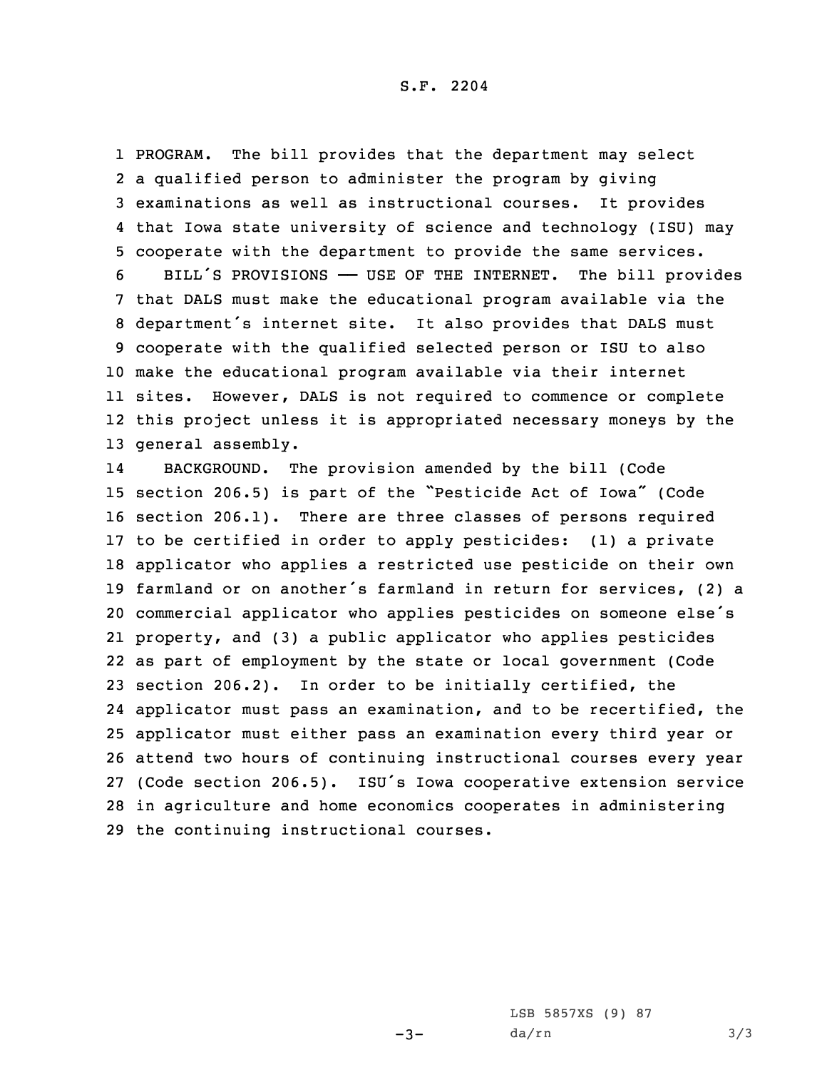PROGRAM. The bill provides that the department may select a qualified person to administer the program by giving examinations as well as instructional courses. It provides that Iowa state university of science and technology (ISU) may cooperate with the department to provide the same services.

BILL'S PROVISIONS —— USE OF THE INTERNET. The bill provides that DALS must make the educational program available via the department's internet site. It also provides that DALS must cooperate with the qualified selected person or ISU to also make the educational program available via their internet sites. However, DALS is not required to commence or complete this project unless it is appropriated necessary moneys by the general assembly.

BACKGROUND. The provision amended by the bill (Code section 206.5) is part of the "Pesticide Act of Iowa" (Code section 206.1). There are three classes of persons required to be certified in order to apply pesticides: (1) a private applicator who applies a restricted use pesticide on their own farmland or on another's farmland in return for services, (2) a commercial applicator who applies pesticides on someone else's property, and (3) a public applicator who applies pesticides as part of employment by the state or local government (Code section 206.2). In order to be initially certified, the applicator must pass an examination, and to be recertified, the applicator must either pass an examination every third year or attend two hours of continuing instructional courses every year (Code section 206.5). ISU's Iowa cooperative extension service in agriculture and home economics cooperates in administering the continuing instructional courses.